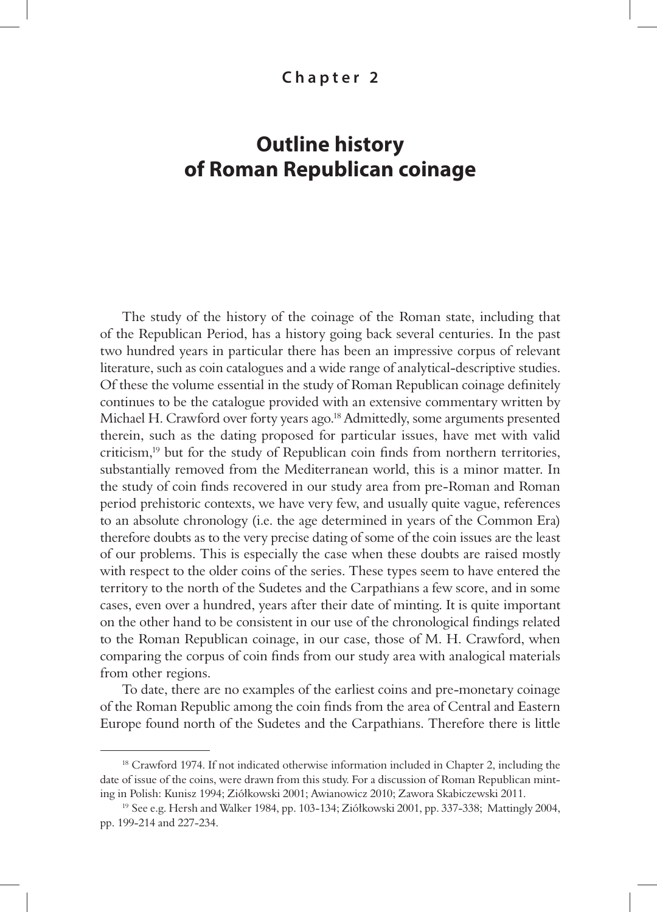**Chapter 2**

# Outline history of Roman Republican coinage

The study of the history of the coinage of the Roman state, including that of the Republican Period, has a history going back several centuries. In the past two hundred years in particular there has been an impressive corpus of relevant literature, such as coin catalogues and a wide range of analytical-descriptive studies. Of these the volume essential in the study of Roman Republican coinage definitely continues to be the catalogue provided with an extensive commentary written by Michael H. Crawford over forty years ago.[18] Admittedly, some arguments presented therein, such as the dating proposed for particular issues, have met with valid criticism,[19] but for the study of Republican coin finds from northern territories, substantially removed from the Mediterranean world, this is a minor matter. In the study of coin finds recovered in our study area from pre-Roman and Roman period prehistoric contexts, we have very few, and usually quite vague, references to an absolute chronology (i.e. the age determined in years of the Common Era) therefore doubts as to the very precise dating of some of the coin issues are the least of our problems. This is especially the case when these doubts are raised mostly with respect to the older coins of the series. These types seem to have entered the territory to the north of the Sudetes and the Carpathians a few score, and in some cases, even over a hundred, years after their date of minting. It is quite important on the other hand to be consistent in our use of the chronological findings related to the Roman Republican coinage, in our case, those of M. H. Crawford, when comparing the corpus of coin finds from our study area with analogical materials from other regions.

To date, there are no examples of the earliest coins and pre-monetary coinage of the Roman Republic among the coin finds from the area of Central and Eastern Europe found north of the Sudetes and the Carpathians. Therefore there is little

---

[18] Crawford 1974. If not indicated otherwise information included in Chapter 2, including the date of issue of the coins, were drawn from this study. For a discussion of Roman Republican minting in Polish: Kunisz 1994; Ziółkowski 2001; Awianowicz 2010; Zawora Skabiczewski 2011.

[19] See e.g. Hersh and Walker 1984, pp. 103-134; Ziółkowski 2001, pp. 337-338; Mattingly 2004, pp. 199-214 and 227-234.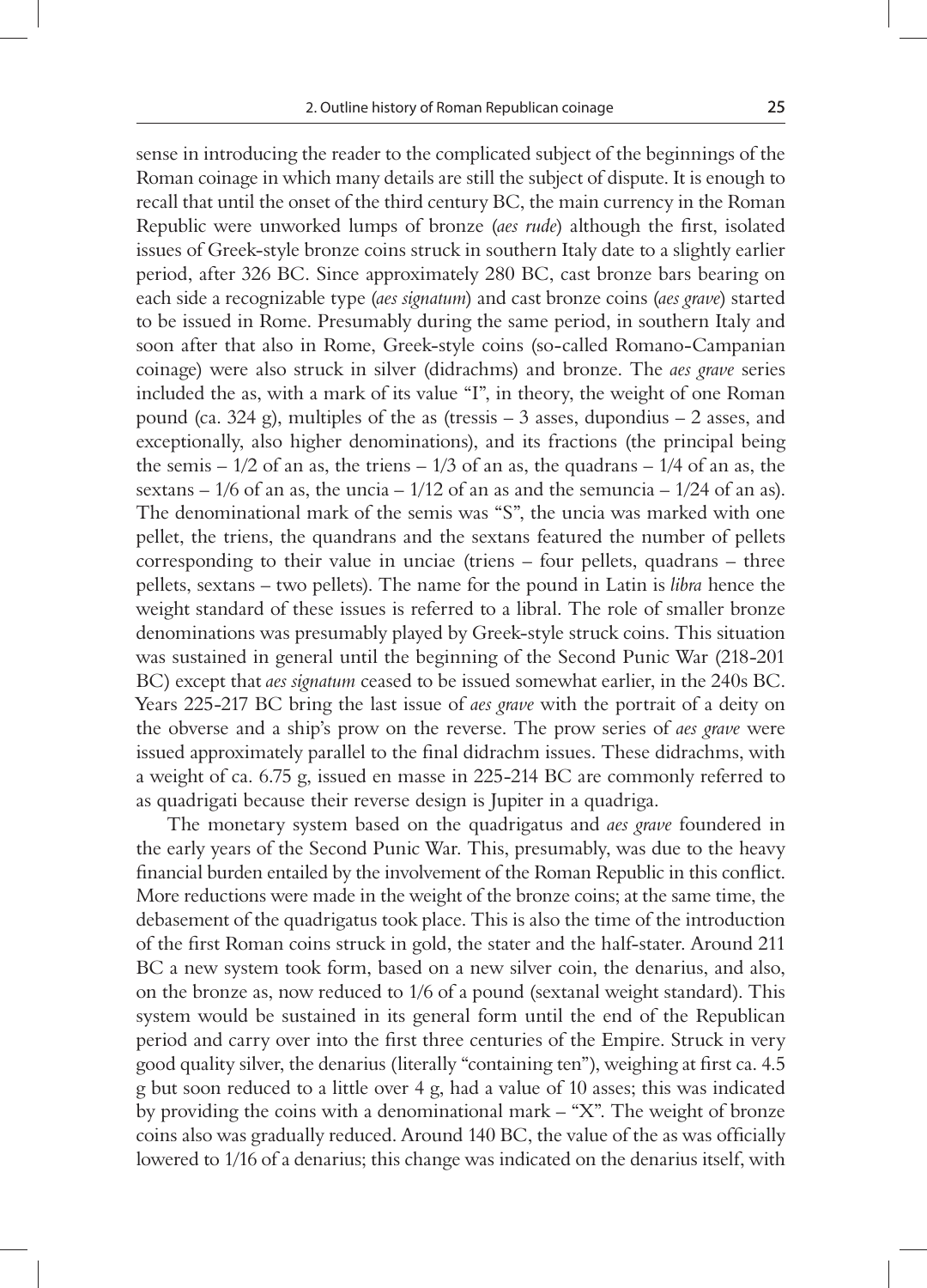sense in introducing the reader to the complicated subject of the beginnings of the Roman coinage in which many details are still the subject of dispute. It is enough to recall that until the onset of the third century BC, the main currency in the Roman Republic were unworked lumps of bronze (*aes rude*) although the first, isolated issues of Greek-style bronze coins struck in southern Italy date to a slightly earlier period, after 326 BC. Since approximately 280 BC, cast bronze bars bearing on each side a recognizable type (*aes signatum*) and cast bronze coins (*aes grave*) started to be issued in Rome. Presumably during the same period, in southern Italy and soon after that also in Rome, Greek-style coins (so-called Romano-Campanian coinage) were also struck in silver (didrachms) and bronze. The *aes grave* series included the as, with a mark of its value "I", in theory, the weight of one Roman pound (ca. 324 g), multiples of the as (tressis – 3 asses, dupondius – 2 asses, and exceptionally, also higher denominations), and its fractions (the principal being the semis – 1/2 of an as, the triens – 1/3 of an as, the quadrans – 1/4 of an as, the sextans – 1/6 of an as, the uncia – 1/12 of an as and the semuncia – 1/24 of an as). The denominational mark of the semis was "S", the uncia was marked with one pellet, the triens, the quandrans and the sextans featured the number of pellets corresponding to their value in unciae (triens – four pellets, quadrans – three pellets, sextans – two pellets). The name for the pound in Latin is *libra* hence the weight standard of these issues is referred to a libral. The role of smaller bronze denominations was presumably played by Greek-style struck coins. This situation was sustained in general until the beginning of the Second Punic War (218-201 BC) except that *aes signatum* ceased to be issued somewhat earlier, in the 240s BC. Years 225-217 BC bring the last issue of *aes grave* with the portrait of a deity on the obverse and a ship's prow on the reverse. The prow series of *aes grave* were issued approximately parallel to the final didrachm issues. These didrachms, with a weight of ca. 6.75 g, issued en masse in 225-214 BC are commonly referred to as quadrigati because their reverse design is Jupiter in a quadriga.

The monetary system based on the quadrigatus and *aes grave* foundered in the early years of the Second Punic War. This, presumably, was due to the heavy financial burden entailed by the involvement of the Roman Republic in this conflict. More reductions were made in the weight of the bronze coins; at the same time, the debasement of the quadrigatus took place. This is also the time of the introduction of the first Roman coins struck in gold, the stater and the half-stater. Around 211 BC a new system took form, based on a new silver coin, the denarius, and also, on the bronze as, now reduced to 1/6 of a pound (sextanal weight standard). This system would be sustained in its general form until the end of the Republican period and carry over into the first three centuries of the Empire. Struck in very good quality silver, the denarius (literally "containing ten"), weighing at first ca. 4.5 g but soon reduced to a little over 4 g, had a value of 10 asses; this was indicated by providing the coins with a denominational mark – "X". The weight of bronze coins also was gradually reduced. Around 140 BC, the value of the as was officially lowered to 1/16 of a denarius; this change was indicated on the denarius itself, with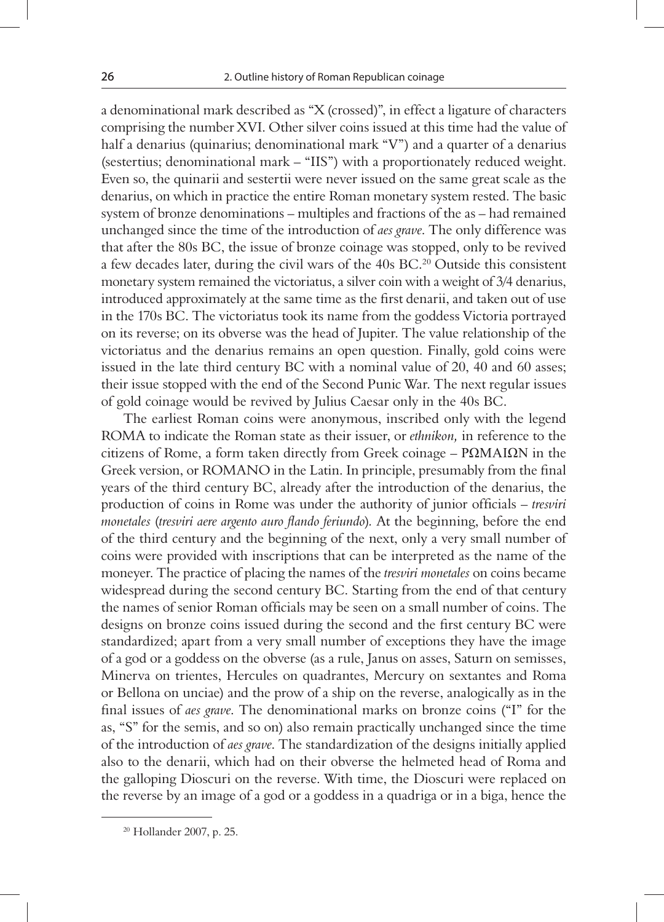a denominational mark described as "X (crossed)", in effect a ligature of characters comprising the number XVI. Other silver coins issued at this time had the value of half a denarius (quinarius; denominational mark "V") and a quarter of a denarius (sestertius; denominational mark – "IIS") with a proportionately reduced weight. Even so, the quinarii and sestertii were never issued on the same great scale as the denarius, on which in practice the entire Roman monetary system rested. The basic system of bronze denominations – multiples and fractions of the as – had remained unchanged since the time of the introduction of *aes grave*. The only difference was that after the 80s BC, the issue of bronze coinage was stopped, only to be revived a few decades later, during the civil wars of the 40s BC.[20] Outside this consistent monetary system remained the victoriatus, a silver coin with a weight of 3/4 denarius, introduced approximately at the same time as the first denarii, and taken out of use in the 170s BC. The victoriatus took its name from the goddess Victoria portrayed on its reverse; on its obverse was the head of Jupiter. The value relationship of the victoriatus and the denarius remains an open question. Finally, gold coins were issued in the late third century BC with a nominal value of 20, 40 and 60 asses; their issue stopped with the end of the Second Punic War. The next regular issues of gold coinage would be revived by Julius Caesar only in the 40s BC.

The earliest Roman coins were anonymous, inscribed only with the legend ROMA to indicate the Roman state as their issuer, or *ethnikon,* in reference to the citizens of Rome, a form taken directly from Greek coinage – ΡΩΜΑΙΩΝ in the Greek version, or ROMANO in the Latin. In principle, presumably from the final years of the third century BC, already after the introduction of the denarius, the production of coins in Rome was under the authority of junior officials – *tresviri monetales* (*tresviri aere argento auro flando feriundo*). At the beginning, before the end of the third century and the beginning of the next, only a very small number of coins were provided with inscriptions that can be interpreted as the name of the moneyer. The practice of placing the names of the *tresviri monetales* on coins became widespread during the second century BC. Starting from the end of that century the names of senior Roman officials may be seen on a small number of coins. The designs on bronze coins issued during the second and the first century BC were standardized; apart from a very small number of exceptions they have the image of a god or a goddess on the obverse (as a rule, Janus on asses, Saturn on semisses, Minerva on trientes, Hercules on quadrantes, Mercury on sextantes and Roma or Bellona on unciae) and the prow of a ship on the reverse, analogically as in the final issues of *aes grave*. The denominational marks on bronze coins ("I" for the as, "S" for the semis, and so on) also remain practically unchanged since the time of the introduction of *aes grave*. The standardization of the designs initially applied also to the denarii, which had on their obverse the helmeted head of Roma and the galloping Dioscuri on the reverse. With time, the Dioscuri were replaced on the reverse by an image of a god or a goddess in a quadriga or in a biga, hence the

[20] Hollander 2007, p. 25.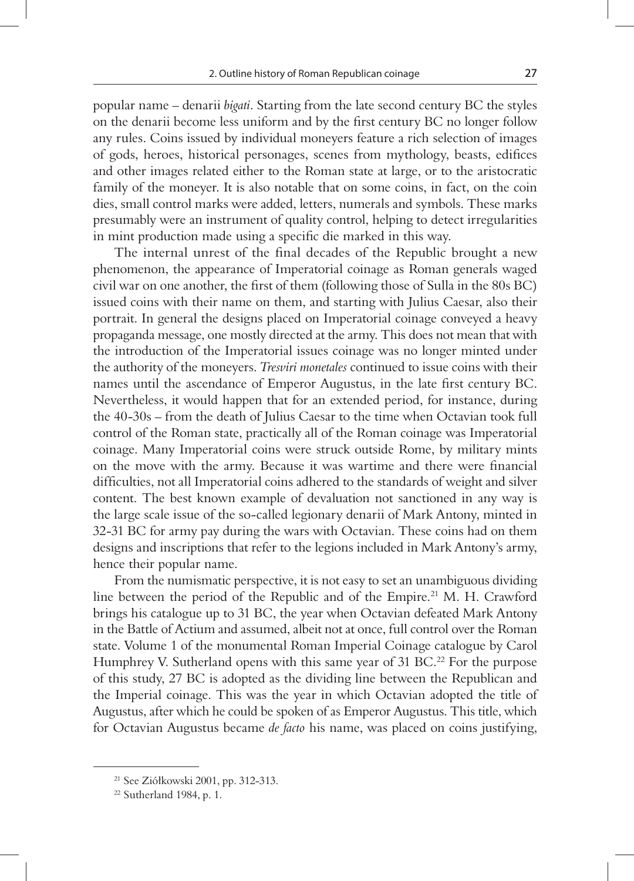popular name – denarii *bigati*. Starting from the late second century BC the styles on the denarii become less uniform and by the first century BC no longer follow any rules. Coins issued by individual moneyers feature a rich selection of images of gods, heroes, historical personages, scenes from mythology, beasts, edifices and other images related either to the Roman state at large, or to the aristocratic family of the moneyer. It is also notable that on some coins, in fact, on the coin dies, small control marks were added, letters, numerals and symbols. These marks presumably were an instrument of quality control, helping to detect irregularities in mint production made using a specific die marked in this way.

The internal unrest of the final decades of the Republic brought a new phenomenon, the appearance of Imperatorial coinage as Roman generals waged civil war on one another, the first of them (following those of Sulla in the 80s BC) issued coins with their name on them, and starting with Julius Caesar, also their portrait. In general the designs placed on Imperatorial coinage conveyed a heavy propaganda message, one mostly directed at the army. This does not mean that with the introduction of the Imperatorial issues coinage was no longer minted under the authority of the moneyers. *Tresviri monetales* continued to issue coins with their names until the ascendance of Emperor Augustus, in the late first century BC. Nevertheless, it would happen that for an extended period, for instance, during the 40-30s – from the death of Julius Caesar to the time when Octavian took full control of the Roman state, practically all of the Roman coinage was Imperatorial coinage. Many Imperatorial coins were struck outside Rome, by military mints on the move with the army. Because it was wartime and there were financial difficulties, not all Imperatorial coins adhered to the standards of weight and silver content. The best known example of devaluation not sanctioned in any way is the large scale issue of the so-called legionary denarii of Mark Antony, minted in 32-31 BC for army pay during the wars with Octavian. These coins had on them designs and inscriptions that refer to the legions included in Mark Antony's army, hence their popular name.

From the numismatic perspective, it is not easy to set an unambiguous dividing line between the period of the Republic and of the Empire.[21] M. H. Crawford brings his catalogue up to 31 BC, the year when Octavian defeated Mark Antony in the Battle of Actium and assumed, albeit not at once, full control over the Roman state. Volume 1 of the monumental Roman Imperial Coinage catalogue by Carol Humphrey V. Sutherland opens with this same year of 31 BC.[22] For the purpose of this study, 27 BC is adopted as the dividing line between the Republican and the Imperial coinage. This was the year in which Octavian adopted the title of Augustus, after which he could be spoken of as Emperor Augustus. This title, which for Octavian Augustus became *de facto* his name, was placed on coins justifying,

---

[21] See Ziółkowski 2001, pp. 312-313.

[22] Sutherland 1984, p. 1.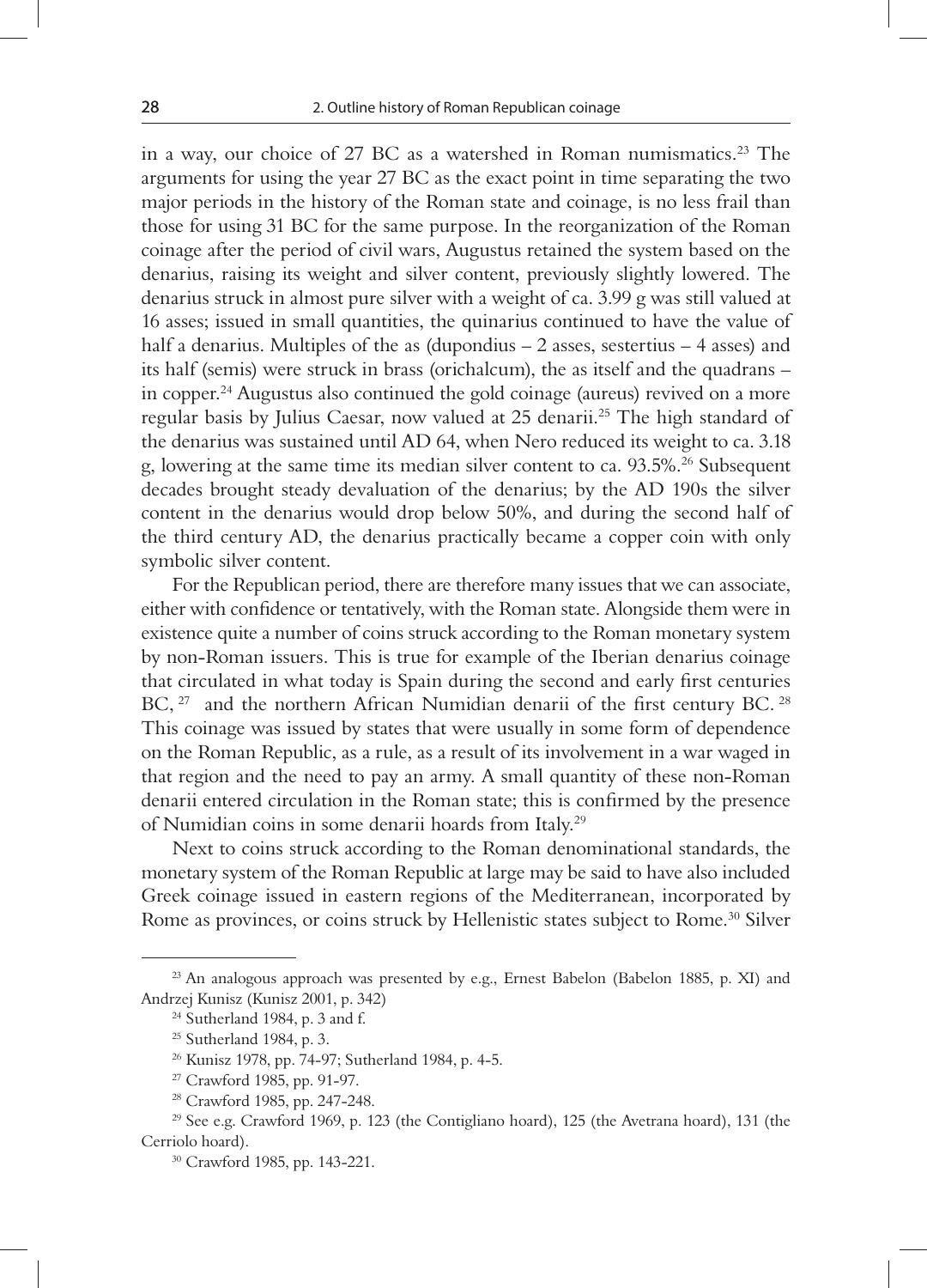in a way, our choice of 27 BC as a watershed in Roman numismatics.[23] The arguments for using the year 27 BC as the exact point in time separating the two major periods in the history of the Roman state and coinage, is no less frail than those for using 31 BC for the same purpose. In the reorganization of the Roman coinage after the period of civil wars, Augustus retained the system based on the denarius, raising its weight and silver content, previously slightly lowered. The denarius struck in almost pure silver with a weight of ca. 3.99 g was still valued at 16 asses; issued in small quantities, the quinarius continued to have the value of half a denarius. Multiples of the as (dupondius – 2 asses, sestertius – 4 asses) and its half (semis) were struck in brass (orichalcum), the as itself and the quadrans – in copper.[24] Augustus also continued the gold coinage (aureus) revived on a more regular basis by Julius Caesar, now valued at 25 denarii.[25] The high standard of the denarius was sustained until AD 64, when Nero reduced its weight to ca. 3.18 g, lowering at the same time its median silver content to ca. 93.5%.[26] Subsequent decades brought steady devaluation of the denarius; by the AD 190s the silver content in the denarius would drop below 50%, and during the second half of the third century AD, the denarius practically became a copper coin with only symbolic silver content.

For the Republican period, there are therefore many issues that we can associate, either with confidence or tentatively, with the Roman state. Alongside them were in existence quite a number of coins struck according to the Roman monetary system by non-Roman issuers. This is true for example of the Iberian denarius coinage that circulated in what today is Spain during the second and early first centuries BC,[27] and the northern African Numidian denarii of the first century BC.[28] This coinage was issued by states that were usually in some form of dependence on the Roman Republic, as a rule, as a result of its involvement in a war waged in that region and the need to pay an army. A small quantity of these non-Roman denarii entered circulation in the Roman state; this is confirmed by the presence of Numidian coins in some denarii hoards from Italy.[29]

Next to coins struck according to the Roman denominational standards, the monetary system of the Roman Republic at large may be said to have also included Greek coinage issued in eastern regions of the Mediterranean, incorporated by Rome as provinces, or coins struck by Hellenistic states subject to Rome.[30] Silver

---

[23] An analogous approach was presented by e.g., Ernest Babelon (Babelon 1885, p. XI) and Andrzej Kunisz (Kunisz 2001, p. 342)

[24] Sutherland 1984, p. 3 and f.

[25] Sutherland 1984, p. 3.

[26] Kunisz 1978, pp. 74-97; Sutherland 1984, p. 4-5.

[27] Crawford 1985, pp. 91-97.

[28] Crawford 1985, pp. 247-248.

[29] See e.g. Crawford 1969, p. 123 (the Contigliano hoard), 125 (the Avetrana hoard), 131 (the Cerriolo hoard).

[30] Crawford 1985, pp. 143-221.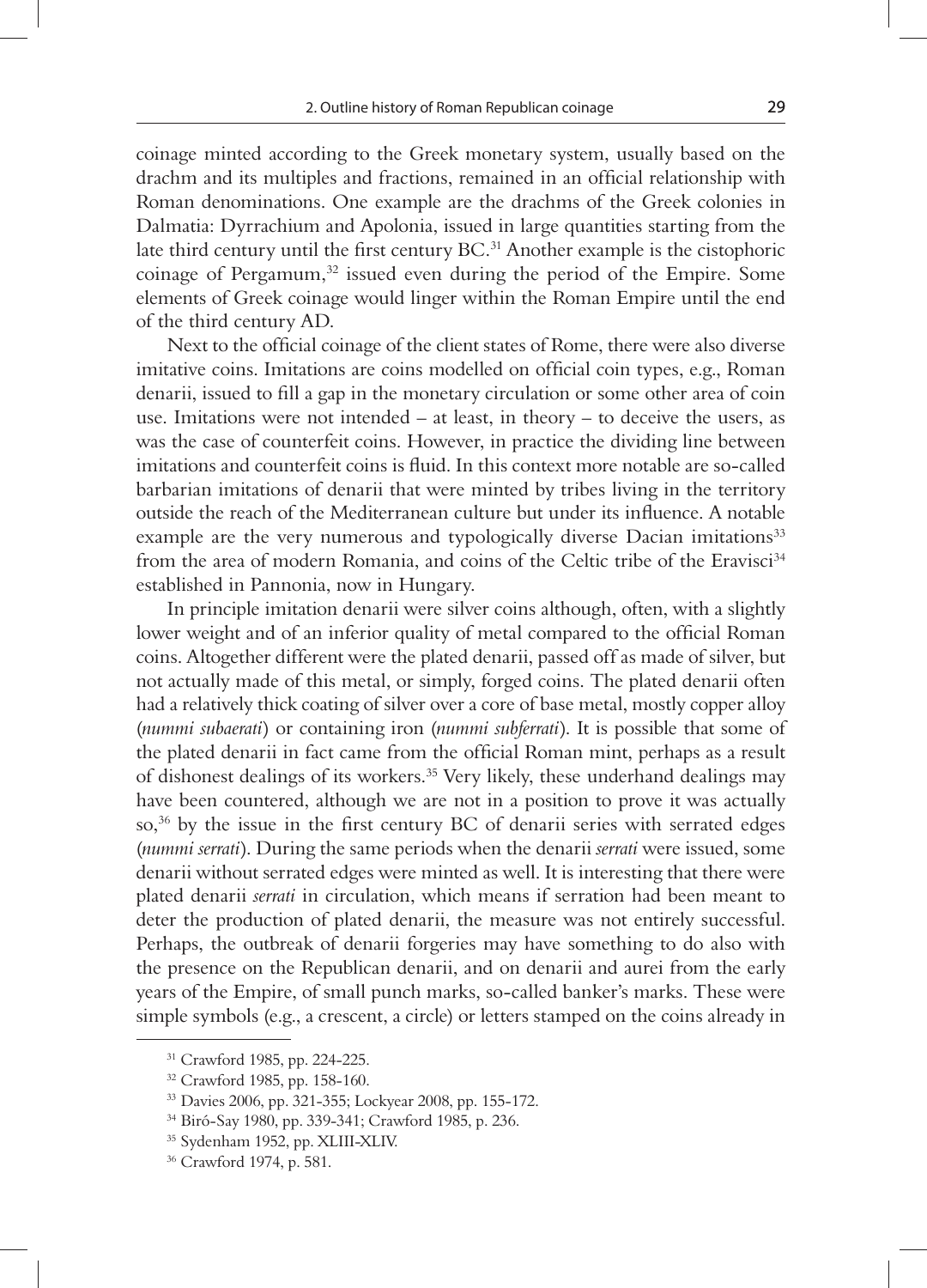coinage minted according to the Greek monetary system, usually based on the drachm and its multiples and fractions, remained in an official relationship with Roman denominations. One example are the drachms of the Greek colonies in Dalmatia: Dyrrachium and Apolonia, issued in large quantities starting from the late third century until the first century BC.[31] Another example is the cistophoric coinage of Pergamum,[32] issued even during the period of the Empire. Some elements of Greek coinage would linger within the Roman Empire until the end of the third century AD.

Next to the official coinage of the client states of Rome, there were also diverse imitative coins. Imitations are coins modelled on official coin types, e.g., Roman denarii, issued to fill a gap in the monetary circulation or some other area of coin use. Imitations were not intended – at least, in theory – to deceive the users, as was the case of counterfeit coins. However, in practice the dividing line between imitations and counterfeit coins is fluid. In this context more notable are so-called barbarian imitations of denarii that were minted by tribes living in the territory outside the reach of the Mediterranean culture but under its influence. A notable example are the very numerous and typologically diverse Dacian imitations[33] from the area of modern Romania, and coins of the Celtic tribe of the Eravisci[34] established in Pannonia, now in Hungary.

In principle imitation denarii were silver coins although, often, with a slightly lower weight and of an inferior quality of metal compared to the official Roman coins. Altogether different were the plated denarii, passed off as made of silver, but not actually made of this metal, or simply, forged coins. The plated denarii often had a relatively thick coating of silver over a core of base metal, mostly copper alloy (*nummi subaerati*) or containing iron (*nummi subferrati*). It is possible that some of the plated denarii in fact came from the official Roman mint, perhaps as a result of dishonest dealings of its workers.[35] Very likely, these underhand dealings may have been countered, although we are not in a position to prove it was actually so,[36] by the issue in the first century BC of denarii series with serrated edges (*nummi serrati*). During the same periods when the denarii *serrati* were issued, some denarii without serrated edges were minted as well. It is interesting that there were plated denarii *serrati* in circulation, which means if serration had been meant to deter the production of plated denarii, the measure was not entirely successful. Perhaps, the outbreak of denarii forgeries may have something to do also with the presence on the Republican denarii, and on denarii and aurei from the early years of the Empire, of small punch marks, so-called banker's marks. These were simple symbols (e.g., a crescent, a circle) or letters stamped on the coins already in

---

[31] Crawford 1985, pp. 224-225.

[32] Crawford 1985, pp. 158-160.

[33] Davies 2006, pp. 321-355; Lockyear 2008, pp. 155-172.

[34] Biró-Say 1980, pp. 339-341; Crawford 1985, p. 236.

[35] Sydenham 1952, pp. XLIII-XLIV.

[36] Crawford 1974, p. 581.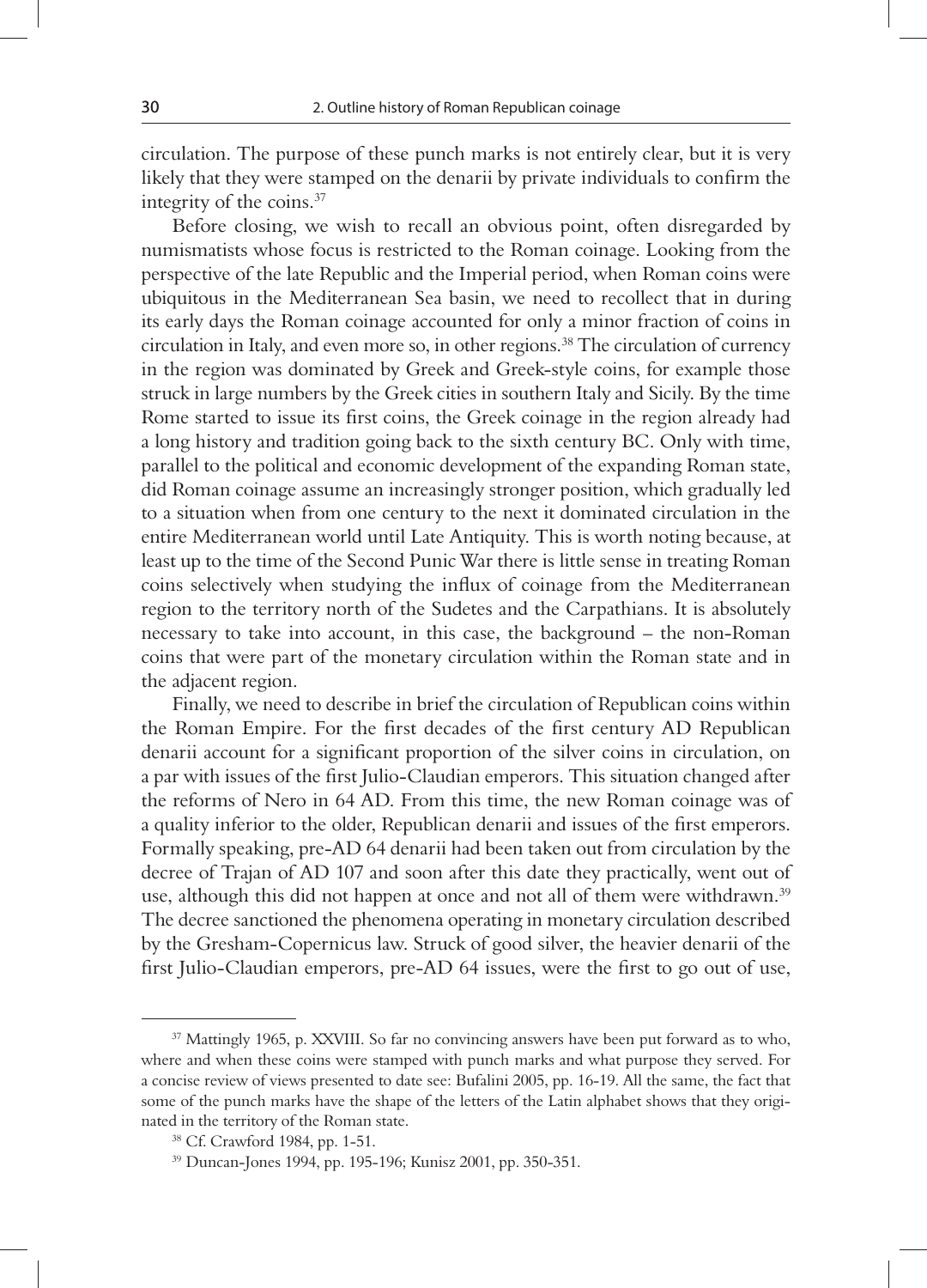circulation. The purpose of these punch marks is not entirely clear, but it is very likely that they were stamped on the denarii by private individuals to confirm the integrity of the coins.[37]

Before closing, we wish to recall an obvious point, often disregarded by numismatists whose focus is restricted to the Roman coinage. Looking from the perspective of the late Republic and the Imperial period, when Roman coins were ubiquitous in the Mediterranean Sea basin, we need to recollect that in during its early days the Roman coinage accounted for only a minor fraction of coins in circulation in Italy, and even more so, in other regions.[38] The circulation of currency in the region was dominated by Greek and Greek-style coins, for example those struck in large numbers by the Greek cities in southern Italy and Sicily. By the time Rome started to issue its first coins, the Greek coinage in the region already had a long history and tradition going back to the sixth century BC. Only with time, parallel to the political and economic development of the expanding Roman state, did Roman coinage assume an increasingly stronger position, which gradually led to a situation when from one century to the next it dominated circulation in the entire Mediterranean world until Late Antiquity. This is worth noting because, at least up to the time of the Second Punic War there is little sense in treating Roman coins selectively when studying the influx of coinage from the Mediterranean region to the territory north of the Sudetes and the Carpathians. It is absolutely necessary to take into account, in this case, the background – the non-Roman coins that were part of the monetary circulation within the Roman state and in the adjacent region.

Finally, we need to describe in brief the circulation of Republican coins within the Roman Empire. For the first decades of the first century AD Republican denarii account for a significant proportion of the silver coins in circulation, on a par with issues of the first Julio-Claudian emperors. This situation changed after the reforms of Nero in 64 AD. From this time, the new Roman coinage was of a quality inferior to the older, Republican denarii and issues of the first emperors. Formally speaking, pre-AD 64 denarii had been taken out from circulation by the decree of Trajan of AD 107 and soon after this date they practically, went out of use, although this did not happen at once and not all of them were withdrawn.[39] The decree sanctioned the phenomena operating in monetary circulation described by the Gresham-Copernicus law. Struck of good silver, the heavier denarii of the first Julio-Claudian emperors, pre-AD 64 issues, were the first to go out of use,

---

[37] Mattingly 1965, p. XXVIII. So far no convincing answers have been put forward as to who, where and when these coins were stamped with punch marks and what purpose they served. For a concise review of views presented to date see: Bufalini 2005, pp. 16-19. All the same, the fact that some of the punch marks have the shape of the letters of the Latin alphabet shows that they originated in the territory of the Roman state.

[38] Cf. Crawford 1984, pp. 1-51.

[39] Duncan-Jones 1994, pp. 195-196; Kunisz 2001, pp. 350-351.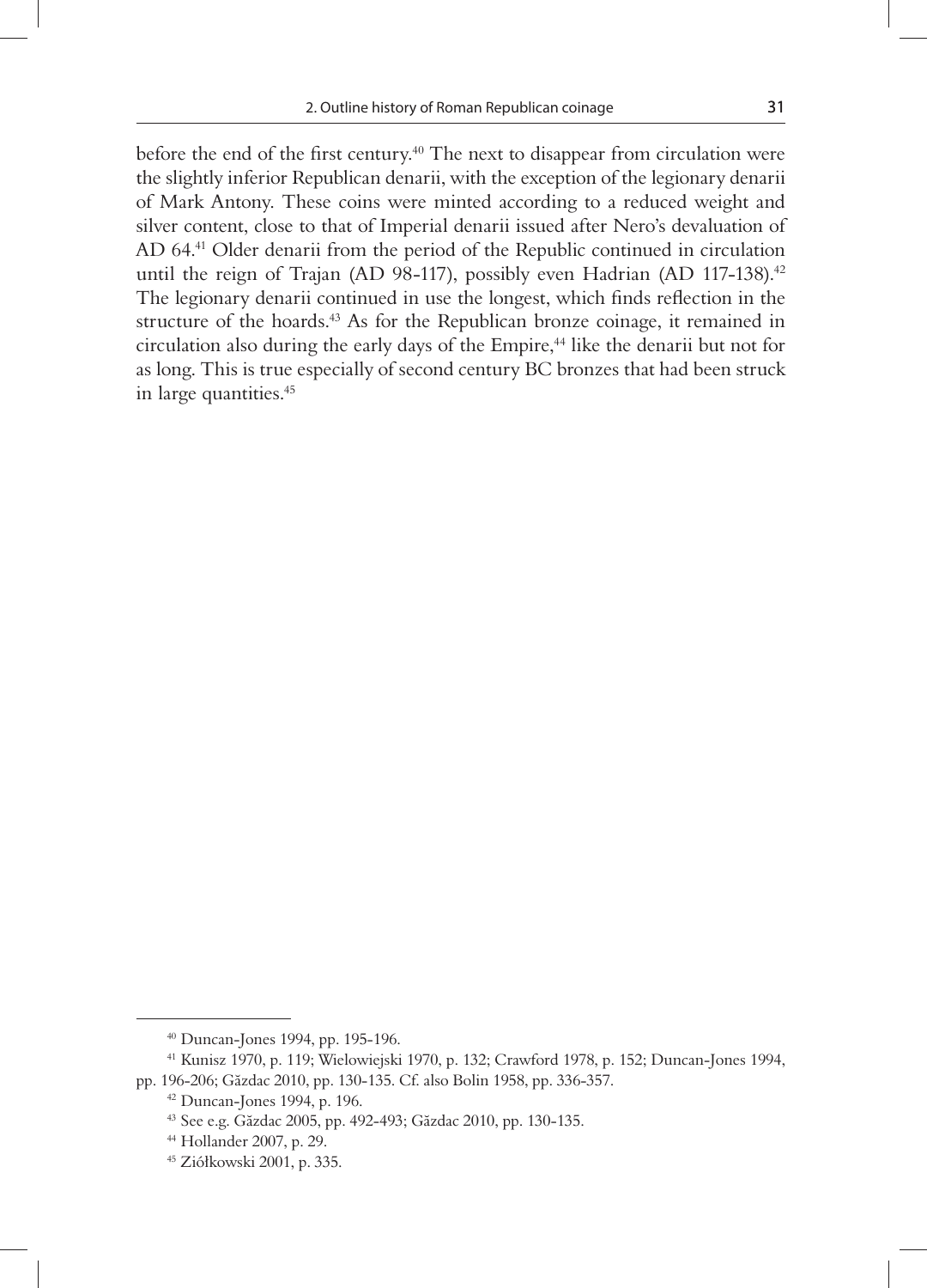before the end of the first century.[40] The next to disappear from circulation were the slightly inferior Republican denarii, with the exception of the legionary denarii of Mark Antony. These coins were minted according to a reduced weight and silver content, close to that of Imperial denarii issued after Nero's devaluation of AD 64.[41] Older denarii from the period of the Republic continued in circulation until the reign of Trajan (AD 98-117), possibly even Hadrian (AD 117-138).[42] The legionary denarii continued in use the longest, which finds reflection in the structure of the hoards.[43] As for the Republican bronze coinage, it remained in circulation also during the early days of the Empire,[44] like the denarii but not for as long. This is true especially of second century BC bronzes that had been struck in large quantities.[45]

---

[40] Duncan-Jones 1994, pp. 195-196.

[41] Kunisz 1970, p. 119; Wielowiejski 1970, p. 132; Crawford 1978, p. 152; Duncan-Jones 1994, pp. 196-206; Găzdac 2010, pp. 130-135. Cf. also Bolin 1958, pp. 336-357.

[42] Duncan-Jones 1994, p. 196.

[43] See e.g. Găzdac 2005, pp. 492-493; Găzdac 2010, pp. 130-135.

[44] Hollander 2007, p. 29.

[45] Ziółkowski 2001, p. 335.